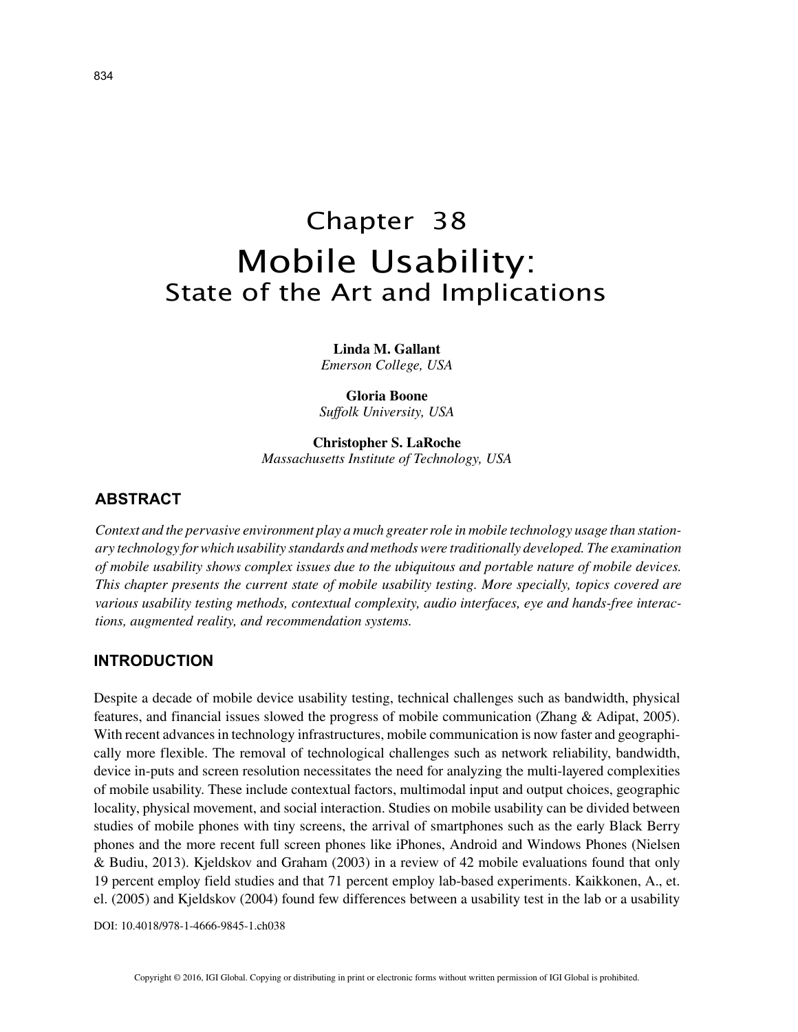# Chapter 38
# Mobile Usability:
## State of the Art and Implications

**Linda M. Gallant**
*Emerson College, USA*

**Gloria Boone**
*Suffolk University, USA*

**Christopher S. LaRoche**
*Massachusetts Institute of Technology, USA*

## ABSTRACT

*Context and the pervasive environment play a much greater role in mobile technology usage than stationary technology for which usability standards and methods were traditionally developed. The examination of mobile usability shows complex issues due to the ubiquitous and portable nature of mobile devices. This chapter presents the current state of mobile usability testing. More specially, topics covered are various usability testing methods, contextual complexity, audio interfaces, eye and hands-free interactions, augmented reality, and recommendation systems.*

## INTRODUCTION

Despite a decade of mobile device usability testing, technical challenges such as bandwidth, physical features, and financial issues slowed the progress of mobile communication (Zhang & Adipat, 2005). With recent advances in technology infrastructures, mobile communication is now faster and geographically more flexible. The removal of technological challenges such as network reliability, bandwidth, device in-puts and screen resolution necessitates the need for analyzing the multi-layered complexities of mobile usability. These include contextual factors, multimodal input and output choices, geographic locality, physical movement, and social interaction. Studies on mobile usability can be divided between studies of mobile phones with tiny screens, the arrival of smartphones such as the early Black Berry phones and the more recent full screen phones like iPhones, Android and Windows Phones (Nielsen & Budiu, 2013). Kjeldskov and Graham (2003) in a review of 42 mobile evaluations found that only 19 percent employ field studies and that 71 percent employ lab-based experiments. Kaikkonen, A., et. el. (2005) and Kjeldskov (2004) found few differences between a usability test in the lab or a usability

DOI: 10.4018/978-1-4666-9845-1.ch038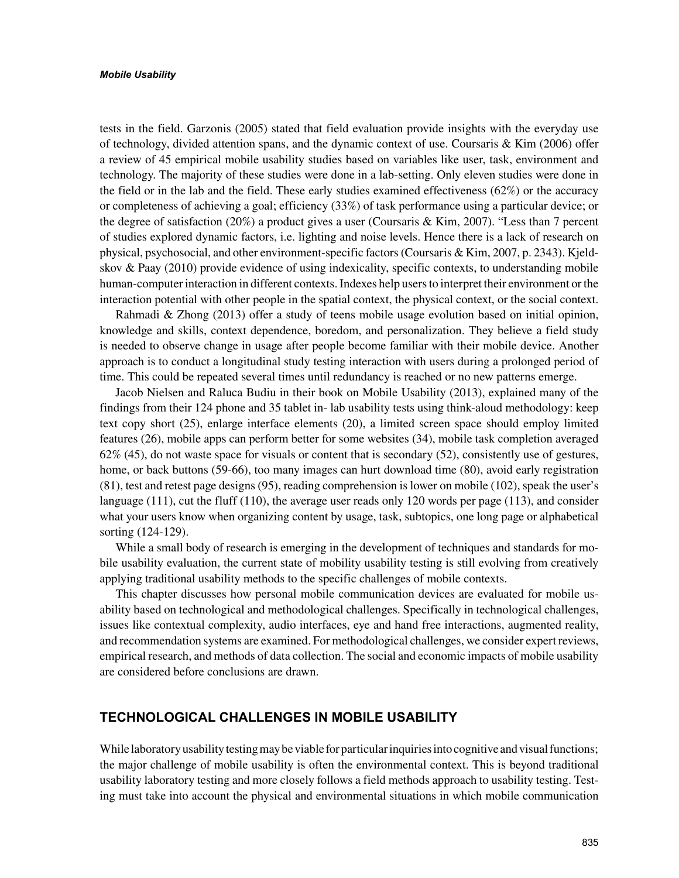tests in the field. Garzonis (2005) stated that field evaluation provide insights with the everyday use of technology, divided attention spans, and the dynamic context of use. Coursaris & Kim (2006) offer a review of 45 empirical mobile usability studies based on variables like user, task, environment and technology. The majority of these studies were done in a lab-setting. Only eleven studies were done in the field or in the lab and the field. These early studies examined effectiveness (62%) or the accuracy or completeness of achieving a goal; efficiency (33%) of task performance using a particular device; or the degree of satisfaction (20%) a product gives a user (Coursaris & Kim, 2007). "Less than 7 percent of studies explored dynamic factors, i.e. lighting and noise levels. Hence there is a lack of research on physical, psychosocial, and other environment-specific factors (Coursaris & Kim, 2007, p. 2343). Kjeldskov & Paay (2010) provide evidence of using indexicality, specific contexts, to understanding mobile human-computer interaction in different contexts. Indexes help users to interpret their environment or the interaction potential with other people in the spatial context, the physical context, or the social context.

Rahmadi & Zhong (2013) offer a study of teens mobile usage evolution based on initial opinion, knowledge and skills, context dependence, boredom, and personalization. They believe a field study is needed to observe change in usage after people become familiar with their mobile device. Another approach is to conduct a longitudinal study testing interaction with users during a prolonged period of time. This could be repeated several times until redundancy is reached or no new patterns emerge.

Jacob Nielsen and Raluca Budiu in their book on Mobile Usability (2013), explained many of the findings from their 124 phone and 35 tablet in- lab usability tests using think-aloud methodology: keep text copy short (25), enlarge interface elements (20), a limited screen space should employ limited features (26), mobile apps can perform better for some websites (34), mobile task completion averaged 62% (45), do not waste space for visuals or content that is secondary (52), consistently use of gestures, home, or back buttons (59-66), too many images can hurt download time (80), avoid early registration (81), test and retest page designs (95), reading comprehension is lower on mobile (102), speak the user's language (111), cut the fluff (110), the average user reads only 120 words per page (113), and consider what your users know when organizing content by usage, task, subtopics, one long page or alphabetical sorting (124-129).

While a small body of research is emerging in the development of techniques and standards for mobile usability evaluation, the current state of mobility usability testing is still evolving from creatively applying traditional usability methods to the specific challenges of mobile contexts.

This chapter discusses how personal mobile communication devices are evaluated for mobile usability based on technological and methodological challenges. Specifically in technological challenges, issues like contextual complexity, audio interfaces, eye and hand free interactions, augmented reality, and recommendation systems are examined. For methodological challenges, we consider expert reviews, empirical research, and methods of data collection. The social and economic impacts of mobile usability are considered before conclusions are drawn.

## TECHNOLOGICAL CHALLENGES IN MOBILE USABILITY

While laboratory usability testing may be viable for particular inquiries into cognitive and visual functions; the major challenge of mobile usability is often the environmental context. This is beyond traditional usability laboratory testing and more closely follows a field methods approach to usability testing. Testing must take into account the physical and environmental situations in which mobile communication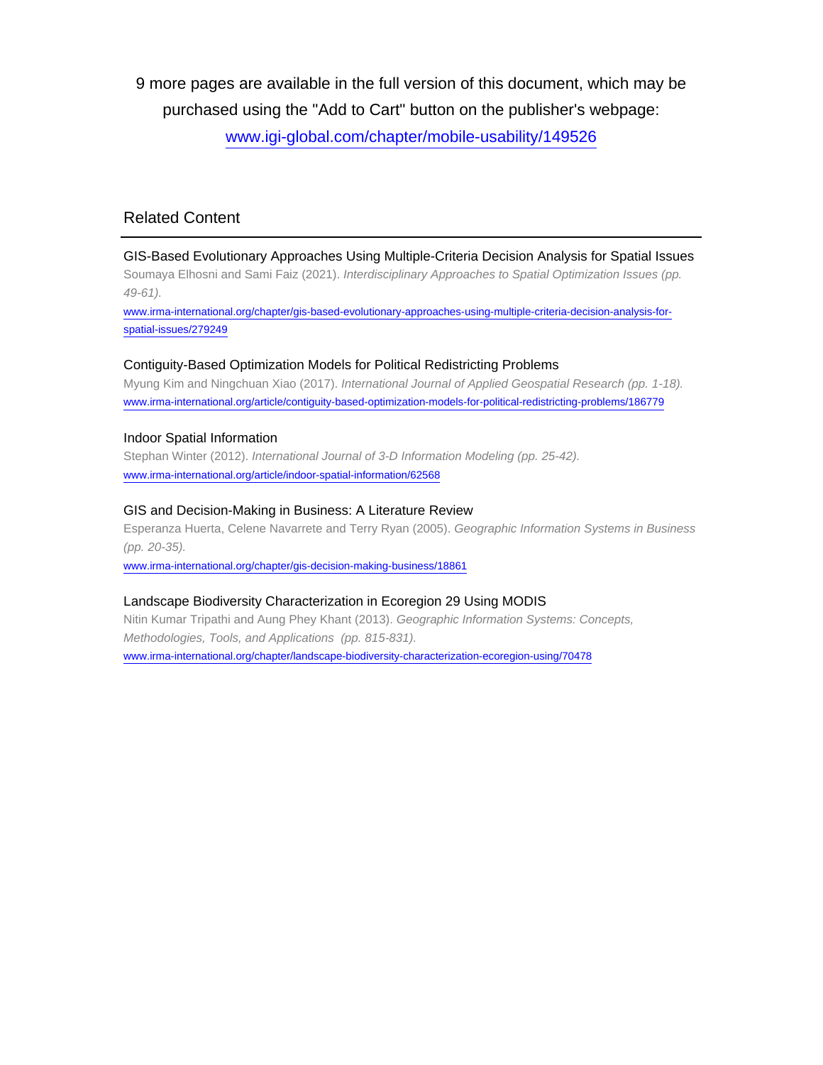9 more pages are available in the full version of this document, which may be purchased using the "Add to Cart" button on the publisher's webpage:
www.igi-global.com/chapter/mobile-usability/149526

## Related Content

GIS-Based Evolutionary Approaches Using Multiple-Criteria Decision Analysis for Spatial Issues
Soumaya Elhosni and Sami Faiz (2021). *Interdisciplinary Approaches to Spatial Optimization Issues (pp. 49-61).*
www.irma-international.org/chapter/gis-based-evolutionary-approaches-using-multiple-criteria-decision-analysis-for-spatial-issues/279249

Contiguity-Based Optimization Models for Political Redistricting Problems
Myung Kim and Ningchuan Xiao (2017). *International Journal of Applied Geospatial Research (pp. 1-18).*
www.irma-international.org/article/contiguity-based-optimization-models-for-political-redistricting-problems/186779

Indoor Spatial Information
Stephan Winter (2012). *International Journal of 3-D Information Modeling (pp. 25-42).*
www.irma-international.org/article/indoor-spatial-information/62568

GIS and Decision-Making in Business: A Literature Review
Esperanza Huerta, Celene Navarrete and Terry Ryan (2005). *Geographic Information Systems in Business (pp. 20-35).*
www.irma-international.org/chapter/gis-decision-making-business/18861

Landscape Biodiversity Characterization in Ecoregion 29 Using MODIS
Nitin Kumar Tripathi and Aung Phey Khant (2013). *Geographic Information Systems: Concepts, Methodologies, Tools, and Applications (pp. 815-831).*
www.irma-international.org/chapter/landscape-biodiversity-characterization-ecoregion-using/70478